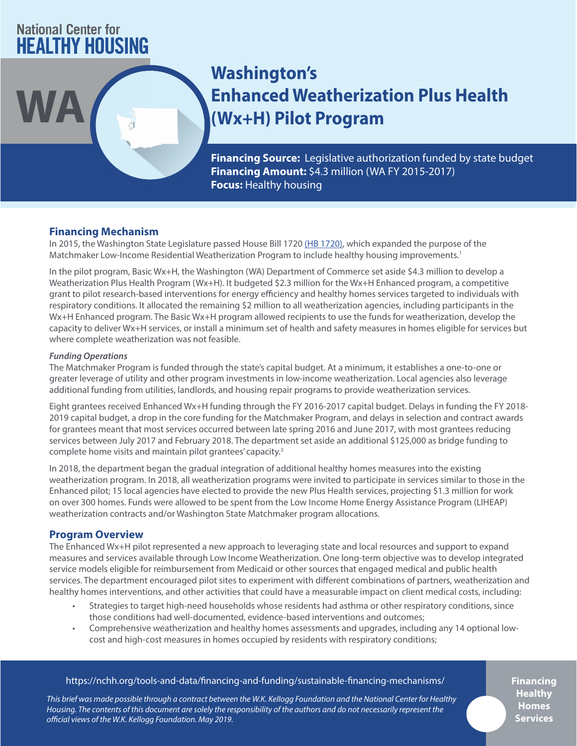National Center for
HEALTHY HOUSING

WA

# Washington's Enhanced Weatherization Plus Health (Wx+H) Pilot Program

**Financing Source:** Legislative authorization funded by state budget
**Financing Amount:** $4.3 million (WA FY 2015-2017)
**Focus:** Healthy housing

## Financing Mechanism

In 2015, the Washington State Legislature passed House Bill 1720 (HB 1720), which expanded the purpose of the Matchmaker Low-Income Residential Weatherization Program to include healthy housing improvements.[1]

In the pilot program, Basic Wx+H, the Washington (WA) Department of Commerce set aside $4.3 million to develop a Weatherization Plus Health Program (Wx+H). It budgeted $2.3 million for the Wx+H Enhanced program, a competitive grant to pilot research-based interventions for energy efficiency and healthy homes services targeted to individuals with respiratory conditions. It allocated the remaining $2 million to all weatherization agencies, including participants in the Wx+H Enhanced program. The Basic Wx+H program allowed recipients to use the funds for weatherization, develop the capacity to deliver Wx+H services, or install a minimum set of health and safety measures in homes eligible for services but where complete weatherization was not feasible.

### *Funding Operations*

The Matchmaker Program is funded through the state's capital budget. At a minimum, it establishes a one-to-one or greater leverage of utility and other program investments in low-income weatherization. Local agencies also leverage additional funding from utilities, landlords, and housing repair programs to provide weatherization services.

Eight grantees received Enhanced Wx+H funding through the FY 2016-2017 capital budget. Delays in funding the FY 2018-2019 capital budget, a drop in the core funding for the Matchmaker Program, and delays in selection and contract awards for grantees meant that most services occurred between late spring 2016 and June 2017, with most grantees reducing services between July 2017 and February 2018. The department set aside an additional $125,000 as bridge funding to complete home visits and maintain pilot grantees' capacity.[3]

In 2018, the department began the gradual integration of additional healthy homes measures into the existing weatherization program. In 2018, all weatherization programs were invited to participate in services similar to those in the Enhanced pilot; 15 local agencies have elected to provide the new Plus Health services, projecting $1.3 million for work on over 300 homes. Funds were allowed to be spent from the Low Income Home Energy Assistance Program (LIHEAP) weatherization contracts and/or Washington State Matchmaker program allocations.

## Program Overview

The Enhanced Wx+H pilot represented a new approach to leveraging state and local resources and support to expand measures and services available through Low Income Weatherization. One long-term objective was to develop integrated service models eligible for reimbursement from Medicaid or other sources that engaged medical and public health services. The department encouraged pilot sites to experiment with different combinations of partners, weatherization and healthy homes interventions, and other activities that could have a measurable impact on client medical costs, including:

- Strategies to target high-need households whose residents had asthma or other respiratory conditions, since those conditions had well-documented, evidence-based interventions and outcomes;
- Comprehensive weatherization and healthy homes assessments and upgrades, including any 14 optional low-cost and high-cost measures in homes occupied by residents with respiratory conditions;

https://nchh.org/tools-and-data/financing-and-funding/sustainable-financing-mechanisms/

*This brief was made possible through a contract between the W.K. Kellogg Foundation and the National Center for Healthy Housing. The contents of this document are solely the responsibility of the authors and do not necessarily represent the official views of the W.K. Kellogg Foundation. May 2019.*

Financing Healthy Homes Services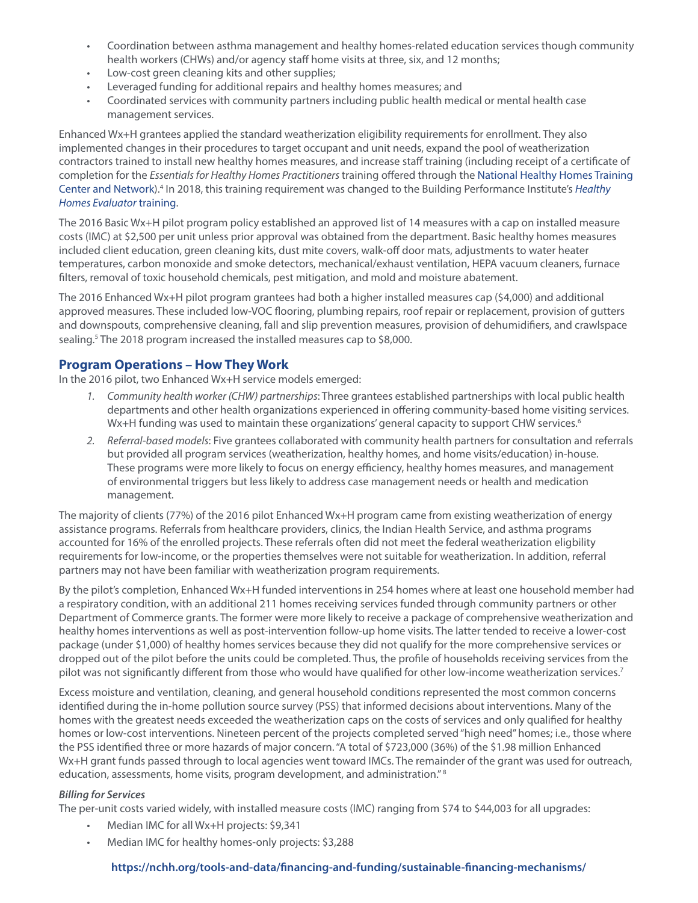- Coordination between asthma management and healthy homes-related education services though community health workers (CHWs) and/or agency staff home visits at three, six, and 12 months;
- Low-cost green cleaning kits and other supplies;
- Leveraged funding for additional repairs and healthy homes measures; and
- Coordinated services with community partners including public health medical or mental health case management services.

Enhanced Wx+H grantees applied the standard weatherization eligibility requirements for enrollment. They also implemented changes in their procedures to target occupant and unit needs, expand the pool of weatherization contractors trained to install new healthy homes measures, and increase staff training (including receipt of a certificate of completion for the *Essentials for Healthy Homes Practitioners* training offered through the National Healthy Homes Training Center and Network).[4] In 2018, this training requirement was changed to the Building Performance Institute's *Healthy Homes Evaluator* training.

The 2016 Basic Wx+H pilot program policy established an approved list of 14 measures with a cap on installed measure costs (IMC) at $2,500 per unit unless prior approval was obtained from the department. Basic healthy homes measures included client education, green cleaning kits, dust mite covers, walk-off door mats, adjustments to water heater temperatures, carbon monoxide and smoke detectors, mechanical/exhaust ventilation, HEPA vacuum cleaners, furnace filters, removal of toxic household chemicals, pest mitigation, and mold and moisture abatement.

The 2016 Enhanced Wx+H pilot program grantees had both a higher installed measures cap ($4,000) and additional approved measures. These included low-VOC flooring, plumbing repairs, roof repair or replacement, provision of gutters and downspouts, comprehensive cleaning, fall and slip prevention measures, provision of dehumidifiers, and crawlspace sealing.[5] The 2018 program increased the installed measures cap to $8,000.

## Program Operations – How They Work

In the 2016 pilot, two Enhanced Wx+H service models emerged:

1. *Community health worker (CHW) partnerships*: Three grantees established partnerships with local public health departments and other health organizations experienced in offering community-based home visiting services. Wx+H funding was used to maintain these organizations' general capacity to support CHW services.[6]
2. *Referral-based models*: Five grantees collaborated with community health partners for consultation and referrals but provided all program services (weatherization, healthy homes, and home visits/education) in-house. These programs were more likely to focus on energy efficiency, healthy homes measures, and management of environmental triggers but less likely to address case management needs or health and medication management.

The majority of clients (77%) of the 2016 pilot Enhanced Wx+H program came from existing weatherization of energy assistance programs. Referrals from healthcare providers, clinics, the Indian Health Service, and asthma programs accounted for 16% of the enrolled projects. These referrals often did not meet the federal weatherization eligbility requirements for low-income, or the properties themselves were not suitable for weatherization. In addition, referral partners may not have been familiar with weatherization program requirements.

By the pilot's completion, Enhanced Wx+H funded interventions in 254 homes where at least one household member had a respiratory condition, with an additional 211 homes receiving services funded through community partners or other Department of Commerce grants. The former were more likely to receive a package of comprehensive weatherization and healthy homes interventions as well as post-intervention follow-up home visits. The latter tended to receive a lower-cost package (under $1,000) of healthy homes services because they did not qualify for the more comprehensive services or dropped out of the pilot before the units could be completed. Thus, the profile of households receiving services from the pilot was not significantly different from those who would have qualified for other low-income weatherization services.[7]

Excess moisture and ventilation, cleaning, and general household conditions represented the most common concerns identified during the in-home pollution source survey (PSS) that informed decisions about interventions. Many of the homes with the greatest needs exceeded the weatherization caps on the costs of services and only qualified for healthy homes or low-cost interventions. Nineteen percent of the projects completed served "high need" homes; i.e., those where the PSS identified three or more hazards of major concern. "A total of $723,000 (36%) of the $1.98 million Enhanced Wx+H grant funds passed through to local agencies went toward IMCs. The remainder of the grant was used for outreach, education, assessments, home visits, program development, and administration." [8]

***Billing for Services***

The per-unit costs varied widely, with installed measure costs (IMC) ranging from $74 to $44,003 for all upgrades:

- Median IMC for all Wx+H projects: $9,341
- Median IMC for healthy homes-only projects: $3,288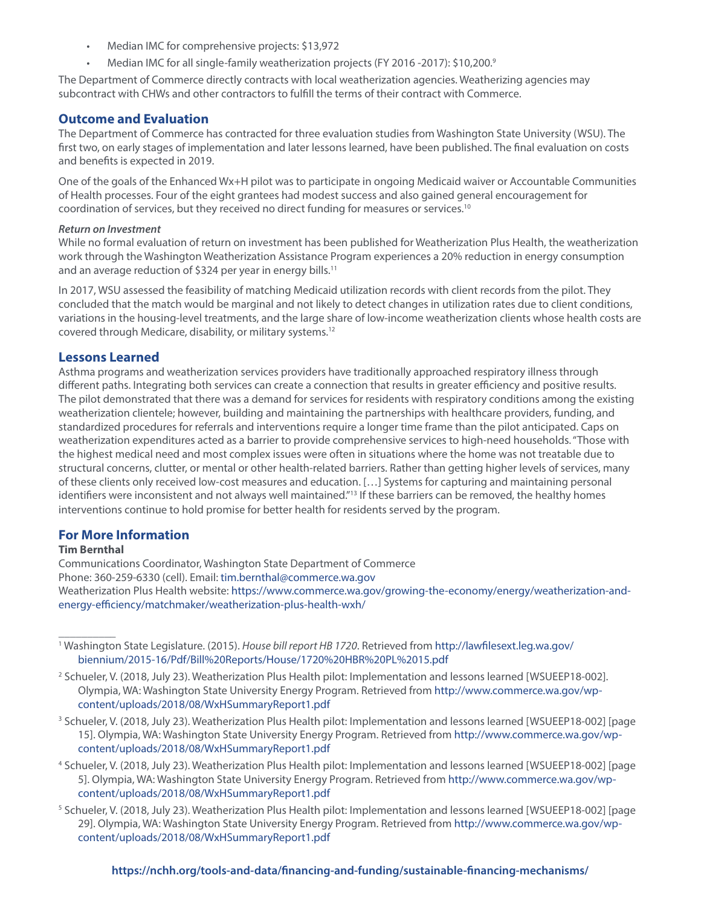- Median IMC for comprehensive projects: $13,972
- Median IMC for all single-family weatherization projects (FY 2016 -2017): $10,200.[9]

The Department of Commerce directly contracts with local weatherization agencies. Weatherizing agencies may subcontract with CHWs and other contractors to fulfill the terms of their contract with Commerce.

## Outcome and Evaluation

The Department of Commerce has contracted for three evaluation studies from Washington State University (WSU). The first two, on early stages of implementation and later lessons learned, have been published. The final evaluation on costs and benefits is expected in 2019.

One of the goals of the Enhanced Wx+H pilot was to participate in ongoing Medicaid waiver or Accountable Communities of Health processes. Four of the eight grantees had modest success and also gained general encouragement for coordination of services, but they received no direct funding for measures or services.[10]

***Return on Investment***

While no formal evaluation of return on investment has been published for Weatherization Plus Health, the weatherization work through the Washington Weatherization Assistance Program experiences a 20% reduction in energy consumption and an average reduction of $324 per year in energy bills.[11]

In 2017, WSU assessed the feasibility of matching Medicaid utilization records with client records from the pilot. They concluded that the match would be marginal and not likely to detect changes in utilization rates due to client conditions, variations in the housing-level treatments, and the large share of low-income weatherization clients whose health costs are covered through Medicare, disability, or military systems.[12]

## Lessons Learned

Asthma programs and weatherization services providers have traditionally approached respiratory illness through different paths. Integrating both services can create a connection that results in greater efficiency and positive results. The pilot demonstrated that there was a demand for services for residents with respiratory conditions among the existing weatherization clientele; however, building and maintaining the partnerships with healthcare providers, funding, and standardized procedures for referrals and interventions require a longer time frame than the pilot anticipated. Caps on weatherization expenditures acted as a barrier to provide comprehensive services to high-need households. "Those with the highest medical need and most complex issues were often in situations where the home was not treatable due to structural concerns, clutter, or mental or other health-related barriers. Rather than getting higher levels of services, many of these clients only received low-cost measures and education. […] Systems for capturing and maintaining personal identifiers were inconsistent and not always well maintained."[13] If these barriers can be removed, the healthy homes interventions continue to hold promise for better health for residents served by the program.

## For More Information

**Tim Bernthal**

Communications Coordinator, Washington State Department of Commerce
Phone: 360-259-6330 (cell). Email: tim.bernthal@commerce.wa.gov
Weatherization Plus Health website: https://www.commerce.wa.gov/growing-the-economy/energy/weatherization-and-energy-efficiency/matchmaker/weatherization-plus-health-wxh/

---

[1] Washington State Legislature. (2015). *House bill report HB 1720*. Retrieved from http://lawfilesext.leg.wa.gov/biennium/2015-16/Pdf/Bill%20Reports/House/1720%20HBR%20PL%2015.pdf

[2] Schueler, V. (2018, July 23). Weatherization Plus Health pilot: Implementation and lessons learned [WSUEEP18-002]. Olympia, WA: Washington State University Energy Program. Retrieved from http://www.commerce.wa.gov/wp-content/uploads/2018/08/WxHSummaryReport1.pdf

[3] Schueler, V. (2018, July 23). Weatherization Plus Health pilot: Implementation and lessons learned [WSUEEP18-002] [page 15]. Olympia, WA: Washington State University Energy Program. Retrieved from http://www.commerce.wa.gov/wp-content/uploads/2018/08/WxHSummaryReport1.pdf

[4] Schueler, V. (2018, July 23). Weatherization Plus Health pilot: Implementation and lessons learned [WSUEEP18-002] [page 5]. Olympia, WA: Washington State University Energy Program. Retrieved from http://www.commerce.wa.gov/wp-content/uploads/2018/08/WxHSummaryReport1.pdf

[5] Schueler, V. (2018, July 23). Weatherization Plus Health pilot: Implementation and lessons learned [WSUEEP18-002] [page 29]. Olympia, WA: Washington State University Energy Program. Retrieved from http://www.commerce.wa.gov/wp-content/uploads/2018/08/WxHSummaryReport1.pdf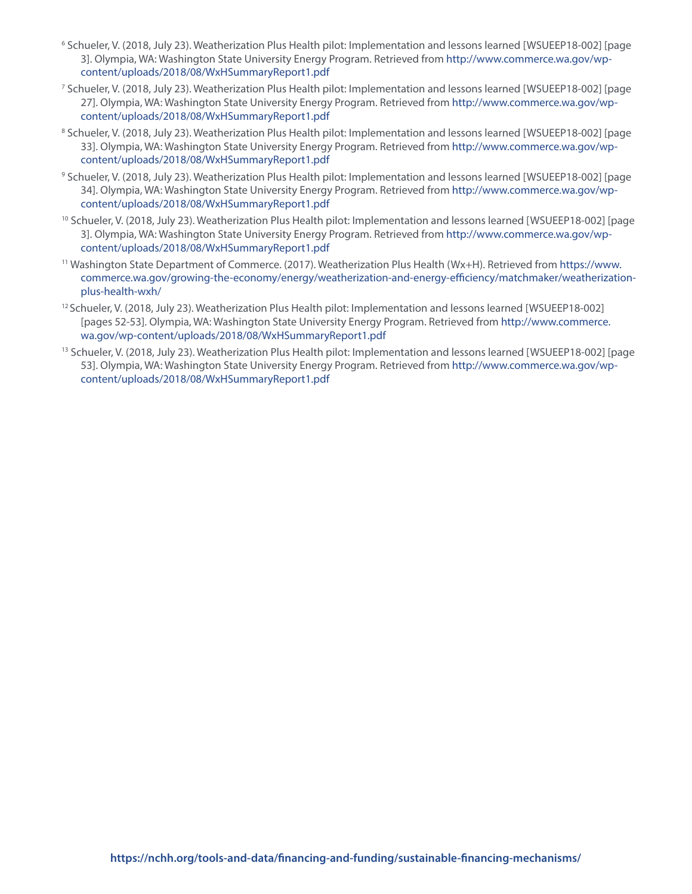[6] Schueler, V. (2018, July 23). Weatherization Plus Health pilot: Implementation and lessons learned [WSUEEP18-002] [page 3]. Olympia, WA: Washington State University Energy Program. Retrieved from http://www.commerce.wa.gov/wp-content/uploads/2018/08/WxHSummaryReport1.pdf

[7] Schueler, V. (2018, July 23). Weatherization Plus Health pilot: Implementation and lessons learned [WSUEEP18-002] [page 27]. Olympia, WA: Washington State University Energy Program. Retrieved from http://www.commerce.wa.gov/wp-content/uploads/2018/08/WxHSummaryReport1.pdf

[8] Schueler, V. (2018, July 23). Weatherization Plus Health pilot: Implementation and lessons learned [WSUEEP18-002] [page 33]. Olympia, WA: Washington State University Energy Program. Retrieved from http://www.commerce.wa.gov/wp-content/uploads/2018/08/WxHSummaryReport1.pdf

[9] Schueler, V. (2018, July 23). Weatherization Plus Health pilot: Implementation and lessons learned [WSUEEP18-002] [page 34]. Olympia, WA: Washington State University Energy Program. Retrieved from http://www.commerce.wa.gov/wp-content/uploads/2018/08/WxHSummaryReport1.pdf

[10] Schueler, V. (2018, July 23). Weatherization Plus Health pilot: Implementation and lessons learned [WSUEEP18-002] [page 3]. Olympia, WA: Washington State University Energy Program. Retrieved from http://www.commerce.wa.gov/wp-content/uploads/2018/08/WxHSummaryReport1.pdf

[11] Washington State Department of Commerce. (2017). Weatherization Plus Health (Wx+H). Retrieved from https://www.commerce.wa.gov/growing-the-economy/energy/weatherization-and-energy-efficiency/matchmaker/weatherization-plus-health-wxh/

[12] Schueler, V. (2018, July 23). Weatherization Plus Health pilot: Implementation and lessons learned [WSUEEP18-002] [pages 52-53]. Olympia, WA: Washington State University Energy Program. Retrieved from http://www.commerce.wa.gov/wp-content/uploads/2018/08/WxHSummaryReport1.pdf

[13] Schueler, V. (2018, July 23). Weatherization Plus Health pilot: Implementation and lessons learned [WSUEEP18-002] [page 53]. Olympia, WA: Washington State University Energy Program. Retrieved from http://www.commerce.wa.gov/wp-content/uploads/2018/08/WxHSummaryReport1.pdf